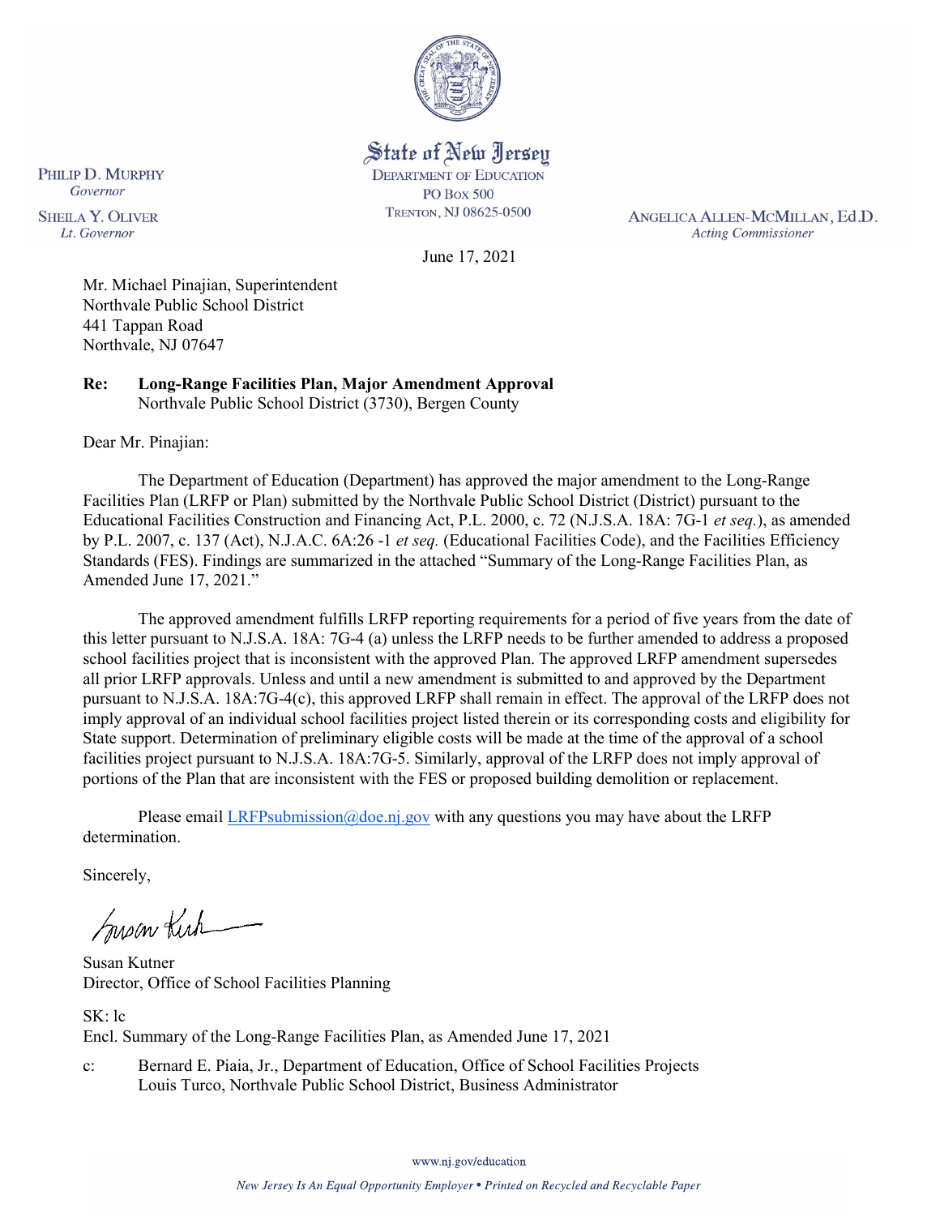State of New Jersey
DEPARTMENT OF EDUCATION
PO Box 500
TRENTON, NJ 08625-0500

PHILIP D. MURPHY
*Governor*

SHEILA Y. OLIVER
*Lt. Governor*

ANGELICA ALLEN-MCMILLAN, Ed.D.
*Acting Commissioner*

June 17, 2021

Mr. Michael Pinajian, Superintendent
Northvale Public School District
441 Tappan Road
Northvale, NJ 07647

**Re: Long-Range Facilities Plan, Major Amendment Approval**
Northvale Public School District (3730), Bergen County

Dear Mr. Pinajian:

The Department of Education (Department) has approved the major amendment to the Long-Range Facilities Plan (LRFP or Plan) submitted by the Northvale Public School District (District) pursuant to the Educational Facilities Construction and Financing Act, P.L. 2000, c. 72 (N.J.S.A. 18A: 7G-1 *et seq.*), as amended by P.L. 2007, c. 137 (Act), N.J.A.C. 6A:26 -1 *et seq.* (Educational Facilities Code), and the Facilities Efficiency Standards (FES). Findings are summarized in the attached "Summary of the Long-Range Facilities Plan, as Amended June 17, 2021."

The approved amendment fulfills LRFP reporting requirements for a period of five years from the date of this letter pursuant to N.J.S.A. 18A: 7G-4 (a) unless the LRFP needs to be further amended to address a proposed school facilities project that is inconsistent with the approved Plan. The approved LRFP amendment supersedes all prior LRFP approvals. Unless and until a new amendment is submitted to and approved by the Department pursuant to N.J.S.A. 18A:7G-4(c), this approved LRFP shall remain in effect. The approval of the LRFP does not imply approval of an individual school facilities project listed therein or its corresponding costs and eligibility for State support. Determination of preliminary eligible costs will be made at the time of the approval of a school facilities project pursuant to N.J.S.A. 18A:7G-5. Similarly, approval of the LRFP does not imply approval of portions of the Plan that are inconsistent with the FES or proposed building demolition or replacement.

Please email LRFPsubmission@doe.nj.gov with any questions you may have about the LRFP determination.

Sincerely,

Susan Kutner
Director, Office of School Facilities Planning

SK: lc
Encl. Summary of the Long-Range Facilities Plan, as Amended June 17, 2021

c: Bernard E. Piaia, Jr., Department of Education, Office of School Facilities Projects
Louis Turco, Northvale Public School District, Business Administrator

www.nj.gov/education

*New Jersey Is An Equal Opportunity Employer • Printed on Recycled and Recyclable Paper*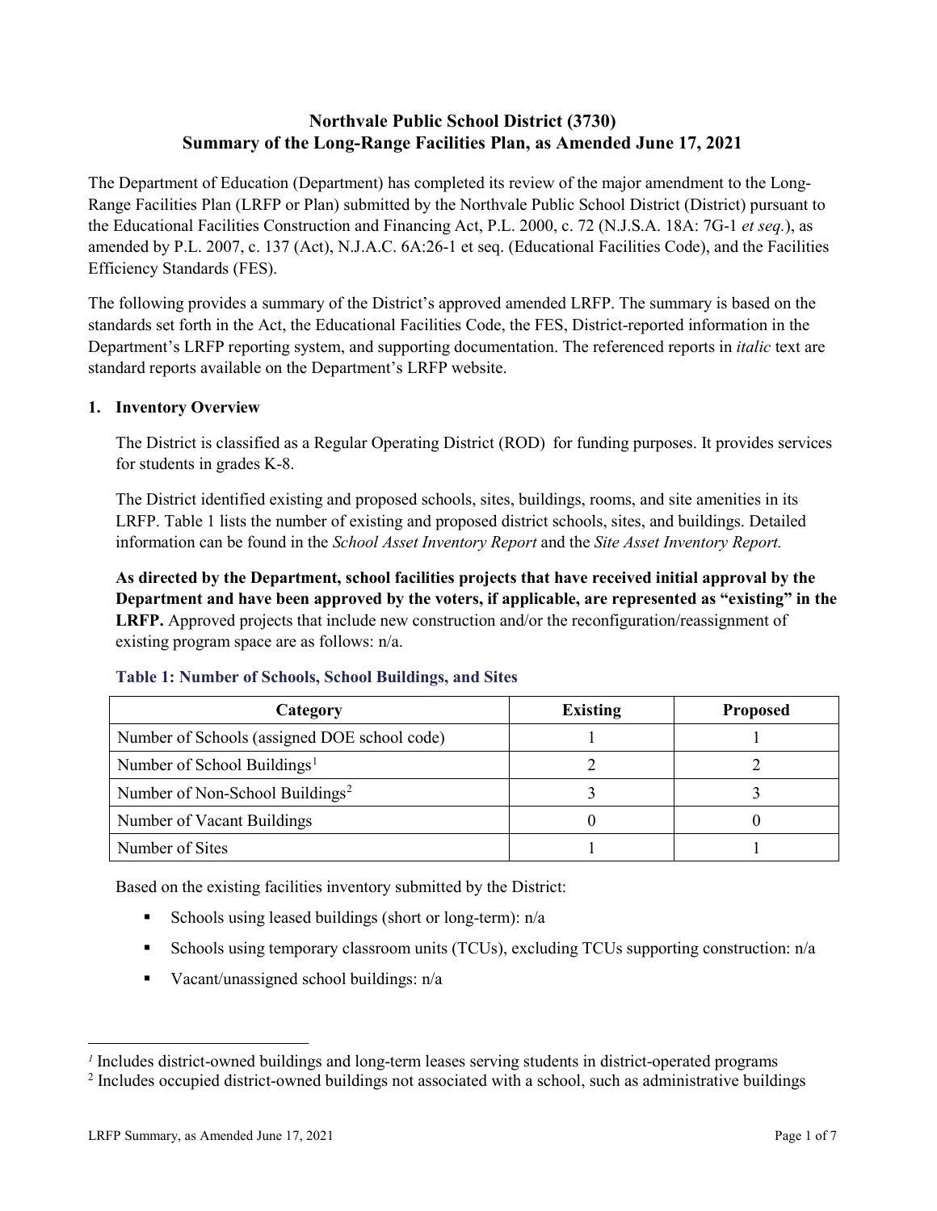# Northvale Public School District (3730)
# Summary of the Long-Range Facilities Plan, as Amended June 17, 2021

The Department of Education (Department) has completed its review of the major amendment to the Long-Range Facilities Plan (LRFP or Plan) submitted by the Northvale Public School District (District) pursuant to the Educational Facilities Construction and Financing Act, P.L. 2000, c. 72 (N.J.S.A. 18A: 7G-1 *et seq.*), as amended by P.L. 2007, c. 137 (Act), N.J.A.C. 6A:26-1 et seq. (Educational Facilities Code), and the Facilities Efficiency Standards (FES).

The following provides a summary of the District's approved amended LRFP. The summary is based on the standards set forth in the Act, the Educational Facilities Code, the FES, District-reported information in the Department's LRFP reporting system, and supporting documentation. The referenced reports in *italic* text are standard reports available on the Department's LRFP website.

## 1. Inventory Overview

The District is classified as a Regular Operating District (ROD) for funding purposes. It provides services for students in grades K-8.

The District identified existing and proposed schools, sites, buildings, rooms, and site amenities in its LRFP. Table 1 lists the number of existing and proposed district schools, sites, and buildings. Detailed information can be found in the *School Asset Inventory Report* and the *Site Asset Inventory Report.*

**As directed by the Department, school facilities projects that have received initial approval by the Department and have been approved by the voters, if applicable, are represented as "existing" in the LRFP.** Approved projects that include new construction and/or the reconfiguration/reassignment of existing program space are as follows: n/a.

### Table 1: Number of Schools, School Buildings, and Sites

| Category | Existing | Proposed |
|---|---|---|
| Number of Schools (assigned DOE school code) | 1 | 1 |
| Number of School Buildings[1] | 2 | 2 |
| Number of Non-School Buildings[2] | 3 | 3 |
| Number of Vacant Buildings | 0 | 0 |
| Number of Sites | 1 | 1 |

Based on the existing facilities inventory submitted by the District:

- Schools using leased buildings (short or long-term): n/a
- Schools using temporary classroom units (TCUs), excluding TCUs supporting construction: n/a
- Vacant/unassigned school buildings: n/a

[1] Includes district-owned buildings and long-term leases serving students in district-operated programs

[2] Includes occupied district-owned buildings not associated with a school, such as administrative buildings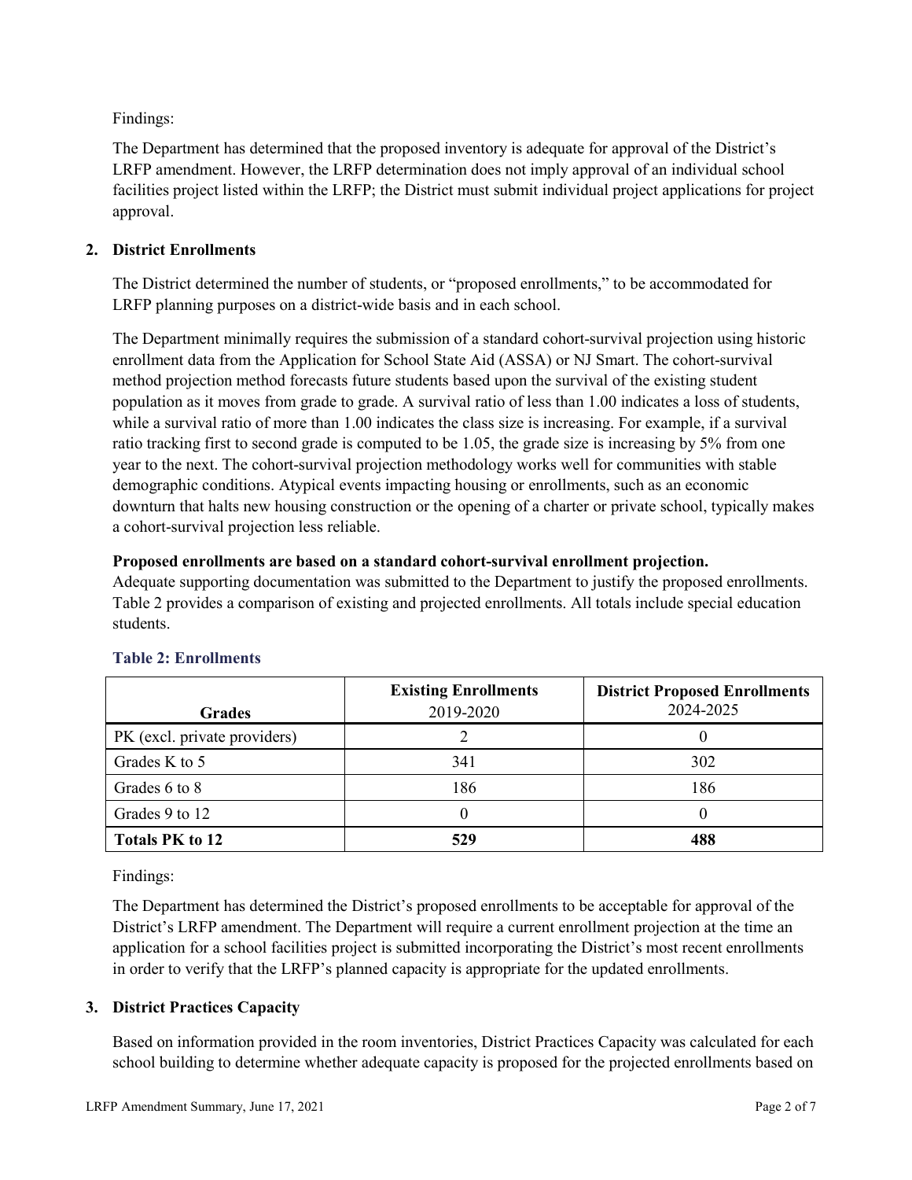Findings:

The Department has determined that the proposed inventory is adequate for approval of the District's LRFP amendment. However, the LRFP determination does not imply approval of an individual school facilities project listed within the LRFP; the District must submit individual project applications for project approval.

## 2. District Enrollments

The District determined the number of students, or "proposed enrollments," to be accommodated for LRFP planning purposes on a district-wide basis and in each school.

The Department minimally requires the submission of a standard cohort-survival projection using historic enrollment data from the Application for School State Aid (ASSA) or NJ Smart. The cohort-survival method projection method forecasts future students based upon the survival of the existing student population as it moves from grade to grade. A survival ratio of less than 1.00 indicates a loss of students, while a survival ratio of more than 1.00 indicates the class size is increasing. For example, if a survival ratio tracking first to second grade is computed to be 1.05, the grade size is increasing by 5% from one year to the next. The cohort-survival projection methodology works well for communities with stable demographic conditions. Atypical events impacting housing or enrollments, such as an economic downturn that halts new housing construction or the opening of a charter or private school, typically makes a cohort-survival projection less reliable.

**Proposed enrollments are based on a standard cohort-survival enrollment projection.**
Adequate supporting documentation was submitted to the Department to justify the proposed enrollments. Table 2 provides a comparison of existing and projected enrollments. All totals include special education students.

### Table 2: Enrollments

| Grades | **Existing Enrollments** 2019-2020 | **District Proposed Enrollments** 2024-2025 |
|---|---|---|
| PK (excl. private providers) | 2 | 0 |
| Grades K to 5 | 341 | 302 |
| Grades 6 to 8 | 186 | 186 |
| Grades 9 to 12 | 0 | 0 |
| **Totals PK to 12** | **529** | **488** |

Findings:

The Department has determined the District's proposed enrollments to be acceptable for approval of the District's LRFP amendment. The Department will require a current enrollment projection at the time an application for a school facilities project is submitted incorporating the District's most recent enrollments in order to verify that the LRFP's planned capacity is appropriate for the updated enrollments.

## 3. District Practices Capacity

Based on information provided in the room inventories, District Practices Capacity was calculated for each school building to determine whether adequate capacity is proposed for the projected enrollments based on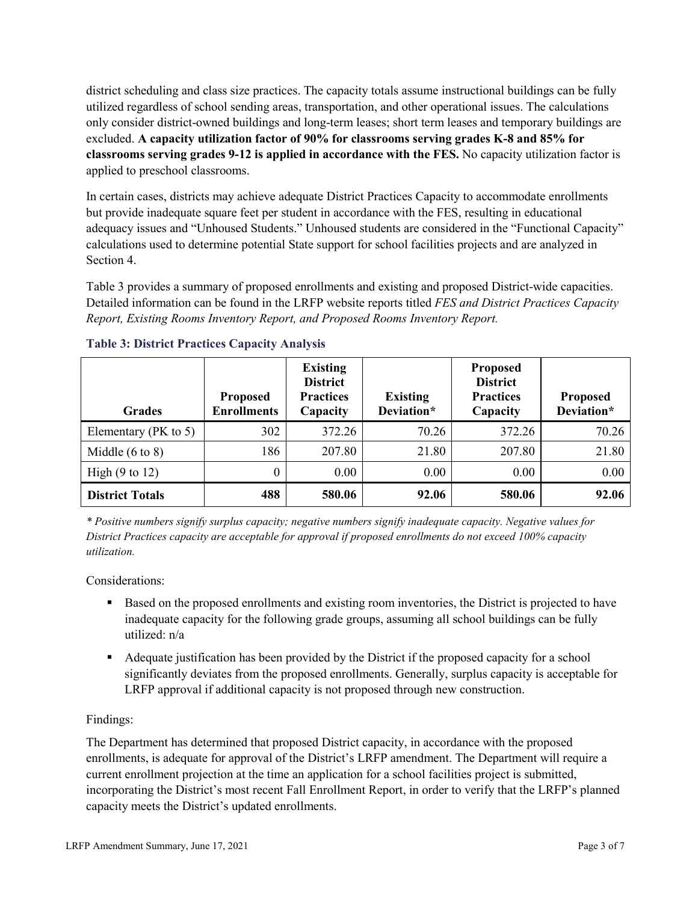district scheduling and class size practices. The capacity totals assume instructional buildings can be fully utilized regardless of school sending areas, transportation, and other operational issues. The calculations only consider district-owned buildings and long-term leases; short term leases and temporary buildings are excluded. **A capacity utilization factor of 90% for classrooms serving grades K-8 and 85% for classrooms serving grades 9-12 is applied in accordance with the FES.** No capacity utilization factor is applied to preschool classrooms.

In certain cases, districts may achieve adequate District Practices Capacity to accommodate enrollments but provide inadequate square feet per student in accordance with the FES, resulting in educational adequacy issues and "Unhoused Students." Unhoused students are considered in the "Functional Capacity" calculations used to determine potential State support for school facilities projects and are analyzed in Section 4.

Table 3 provides a summary of proposed enrollments and existing and proposed District-wide capacities. Detailed information can be found in the LRFP website reports titled *FES and District Practices Capacity Report, Existing Rooms Inventory Report, and Proposed Rooms Inventory Report.*

### Table 3: District Practices Capacity Analysis

| Grades | Proposed Enrollments | Existing District Practices Capacity | Existing Deviation* | Proposed District Practices Capacity | Proposed Deviation* |
|---|---|---|---|---|---|
| Elementary (PK to 5) | 302 | 372.26 | 70.26 | 372.26 | 70.26 |
| Middle (6 to 8) | 186 | 207.80 | 21.80 | 207.80 | 21.80 |
| High (9 to 12) | 0 | 0.00 | 0.00 | 0.00 | 0.00 |
| **District Totals** | **488** | **580.06** | **92.06** | **580.06** | **92.06** |

*\* Positive numbers signify surplus capacity; negative numbers signify inadequate capacity. Negative values for District Practices capacity are acceptable for approval if proposed enrollments do not exceed 100% capacity utilization.*

Considerations:

- Based on the proposed enrollments and existing room inventories, the District is projected to have inadequate capacity for the following grade groups, assuming all school buildings can be fully utilized: n/a
- Adequate justification has been provided by the District if the proposed capacity for a school significantly deviates from the proposed enrollments. Generally, surplus capacity is acceptable for LRFP approval if additional capacity is not proposed through new construction.

Findings:

The Department has determined that proposed District capacity, in accordance with the proposed enrollments, is adequate for approval of the District's LRFP amendment. The Department will require a current enrollment projection at the time an application for a school facilities project is submitted, incorporating the District's most recent Fall Enrollment Report, in order to verify that the LRFP's planned capacity meets the District's updated enrollments.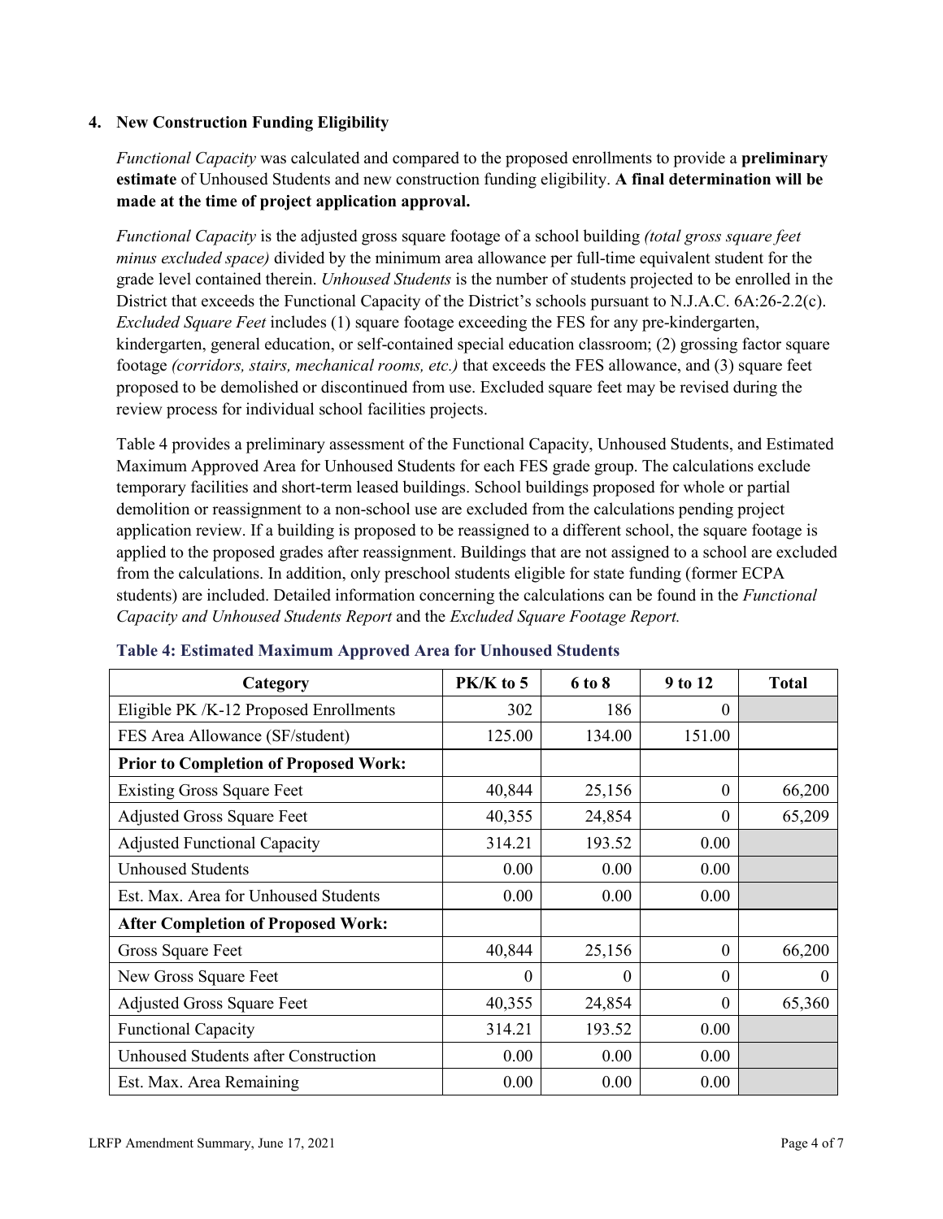### 4. New Construction Funding Eligibility

*Functional Capacity* was calculated and compared to the proposed enrollments to provide a **preliminary estimate** of Unhoused Students and new construction funding eligibility. **A final determination will be made at the time of project application approval.**

*Functional Capacity* is the adjusted gross square footage of a school building *(total gross square feet minus excluded space)* divided by the minimum area allowance per full-time equivalent student for the grade level contained therein. *Unhoused Students* is the number of students projected to be enrolled in the District that exceeds the Functional Capacity of the District's schools pursuant to N.J.A.C. 6A:26-2.2(c). *Excluded Square Feet* includes (1) square footage exceeding the FES for any pre-kindergarten, kindergarten, general education, or self-contained special education classroom; (2) grossing factor square footage *(corridors, stairs, mechanical rooms, etc.)* that exceeds the FES allowance, and (3) square feet proposed to be demolished or discontinued from use. Excluded square feet may be revised during the review process for individual school facilities projects.

Table 4 provides a preliminary assessment of the Functional Capacity, Unhoused Students, and Estimated Maximum Approved Area for Unhoused Students for each FES grade group. The calculations exclude temporary facilities and short-term leased buildings. School buildings proposed for whole or partial demolition or reassignment to a non-school use are excluded from the calculations pending project application review. If a building is proposed to be reassigned to a different school, the square footage is applied to the proposed grades after reassignment. Buildings that are not assigned to a school are excluded from the calculations. In addition, only preschool students eligible for state funding (former ECPA students) are included. Detailed information concerning the calculations can be found in the *Functional Capacity and Unhoused Students Report* and the *Excluded Square Footage Report.*

**Table 4: Estimated Maximum Approved Area for Unhoused Students**

| Category | PK/K to 5 | 6 to 8 | 9 to 12 | Total |
|---|---|---|---|---|
| Eligible PK /K-12 Proposed Enrollments | 302 | 186 | 0 | |
| FES Area Allowance (SF/student) | 125.00 | 134.00 | 151.00 | |
| **Prior to Completion of Proposed Work:** | | | | |
| Existing Gross Square Feet | 40,844 | 25,156 | 0 | 66,200 |
| Adjusted Gross Square Feet | 40,355 | 24,854 | 0 | 65,209 |
| Adjusted Functional Capacity | 314.21 | 193.52 | 0.00 | |
| Unhoused Students | 0.00 | 0.00 | 0.00 | |
| Est. Max. Area for Unhoused Students | 0.00 | 0.00 | 0.00 | |
| **After Completion of Proposed Work:** | | | | |
| Gross Square Feet | 40,844 | 25,156 | 0 | 66,200 |
| New Gross Square Feet | 0 | 0 | 0 | 0 |
| Adjusted Gross Square Feet | 40,355 | 24,854 | 0 | 65,360 |
| Functional Capacity | 314.21 | 193.52 | 0.00 | |
| Unhoused Students after Construction | 0.00 | 0.00 | 0.00 | |
| Est. Max. Area Remaining | 0.00 | 0.00 | 0.00 | |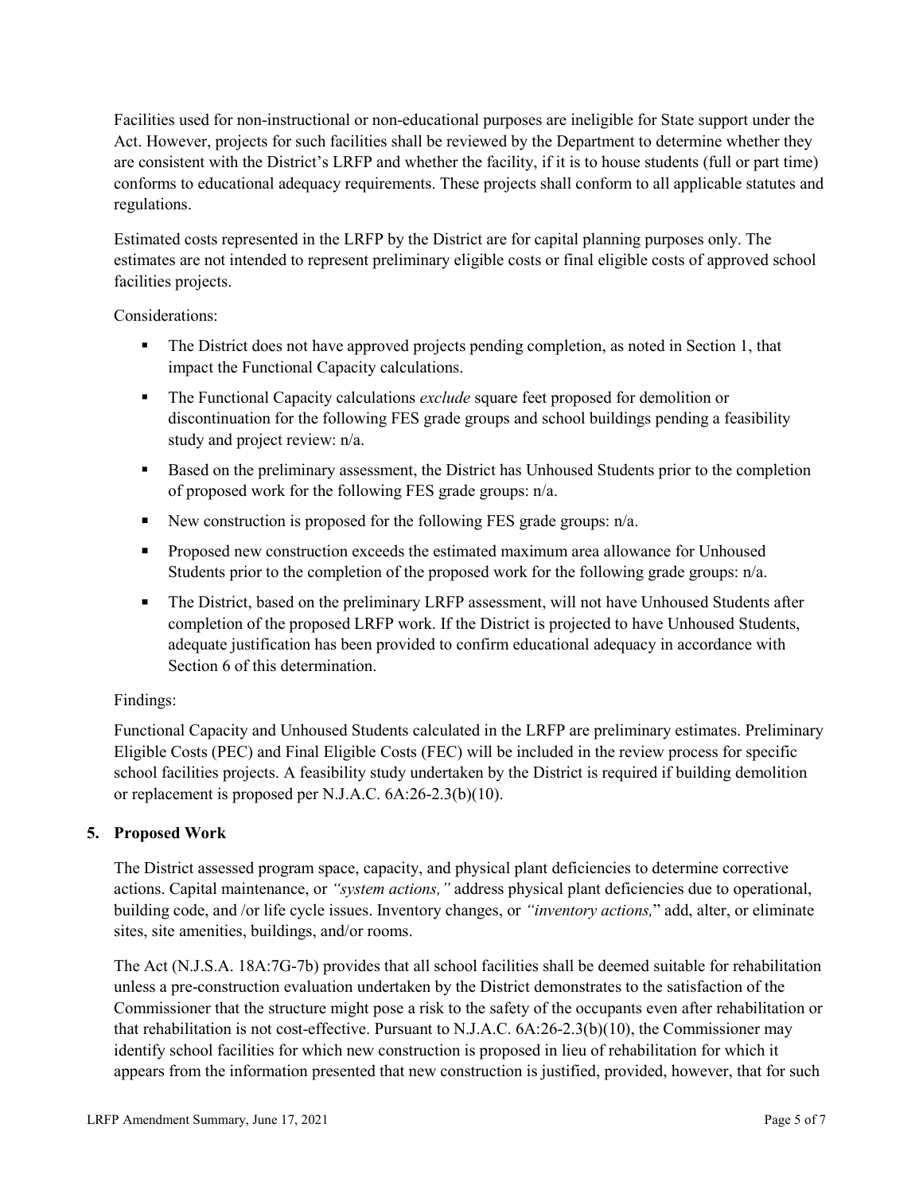Facilities used for non-instructional or non-educational purposes are ineligible for State support under the Act. However, projects for such facilities shall be reviewed by the Department to determine whether they are consistent with the District's LRFP and whether the facility, if it is to house students (full or part time) conforms to educational adequacy requirements. These projects shall conform to all applicable statutes and regulations.

Estimated costs represented in the LRFP by the District are for capital planning purposes only. The estimates are not intended to represent preliminary eligible costs or final eligible costs of approved school facilities projects.

Considerations:

- The District does not have approved projects pending completion, as noted in Section 1, that impact the Functional Capacity calculations.
- The Functional Capacity calculations *exclude* square feet proposed for demolition or discontinuation for the following FES grade groups and school buildings pending a feasibility study and project review: n/a.
- Based on the preliminary assessment, the District has Unhoused Students prior to the completion of proposed work for the following FES grade groups: n/a.
- New construction is proposed for the following FES grade groups: n/a.
- Proposed new construction exceeds the estimated maximum area allowance for Unhoused Students prior to the completion of the proposed work for the following grade groups: n/a.
- The District, based on the preliminary LRFP assessment, will not have Unhoused Students after completion of the proposed LRFP work. If the District is projected to have Unhoused Students, adequate justification has been provided to confirm educational adequacy in accordance with Section 6 of this determination.

Findings:

Functional Capacity and Unhoused Students calculated in the LRFP are preliminary estimates. Preliminary Eligible Costs (PEC) and Final Eligible Costs (FEC) will be included in the review process for specific school facilities projects. A feasibility study undertaken by the District is required if building demolition or replacement is proposed per N.J.A.C. 6A:26-2.3(b)(10).

## 5. Proposed Work

The District assessed program space, capacity, and physical plant deficiencies to determine corrective actions. Capital maintenance, or *"system actions,"* address physical plant deficiencies due to operational, building code, and /or life cycle issues. Inventory changes, or *"inventory actions,"* add, alter, or eliminate sites, site amenities, buildings, and/or rooms.

The Act (N.J.S.A. 18A:7G-7b) provides that all school facilities shall be deemed suitable for rehabilitation unless a pre-construction evaluation undertaken by the District demonstrates to the satisfaction of the Commissioner that the structure might pose a risk to the safety of the occupants even after rehabilitation or that rehabilitation is not cost-effective. Pursuant to N.J.A.C. 6A:26-2.3(b)(10), the Commissioner may identify school facilities for which new construction is proposed in lieu of rehabilitation for which it appears from the information presented that new construction is justified, provided, however, that for such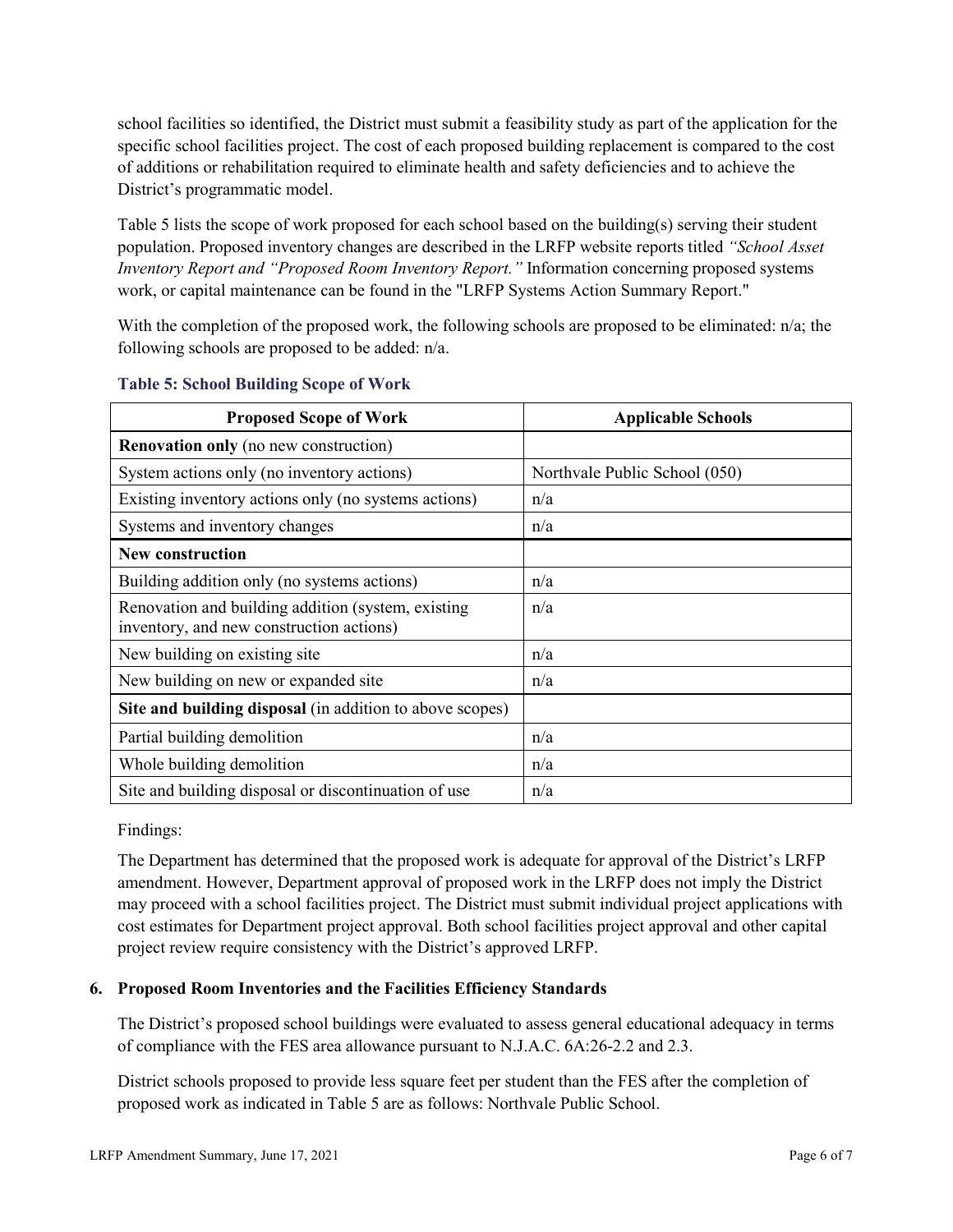school facilities so identified, the District must submit a feasibility study as part of the application for the specific school facilities project. The cost of each proposed building replacement is compared to the cost of additions or rehabilitation required to eliminate health and safety deficiencies and to achieve the District's programmatic model.

Table 5 lists the scope of work proposed for each school based on the building(s) serving their student population. Proposed inventory changes are described in the LRFP website reports titled *"School Asset Inventory Report and "Proposed Room Inventory Report."* Information concerning proposed systems work, or capital maintenance can be found in the "LRFP Systems Action Summary Report."

With the completion of the proposed work, the following schools are proposed to be eliminated: n/a; the following schools are proposed to be added: n/a.

**Table 5: School Building Scope of Work**

| Proposed Scope of Work | Applicable Schools |
|---|---|
| **Renovation only** (no new construction) | |
| System actions only (no inventory actions) | Northvale Public School (050) |
| Existing inventory actions only (no systems actions) | n/a |
| Systems and inventory changes | n/a |
| **New construction** | |
| Building addition only (no systems actions) | n/a |
| Renovation and building addition (system, existing inventory, and new construction actions) | n/a |
| New building on existing site | n/a |
| New building on new or expanded site | n/a |
| **Site and building disposal** (in addition to above scopes) | |
| Partial building demolition | n/a |
| Whole building demolition | n/a |
| Site and building disposal or discontinuation of use | n/a |

Findings:

The Department has determined that the proposed work is adequate for approval of the District's LRFP amendment. However, Department approval of proposed work in the LRFP does not imply the District may proceed with a school facilities project. The District must submit individual project applications with cost estimates for Department project approval. Both school facilities project approval and other capital project review require consistency with the District's approved LRFP.

### 6. Proposed Room Inventories and the Facilities Efficiency Standards

The District's proposed school buildings were evaluated to assess general educational adequacy in terms of compliance with the FES area allowance pursuant to N.J.A.C. 6A:26-2.2 and 2.3.

District schools proposed to provide less square feet per student than the FES after the completion of proposed work as indicated in Table 5 are as follows: Northvale Public School.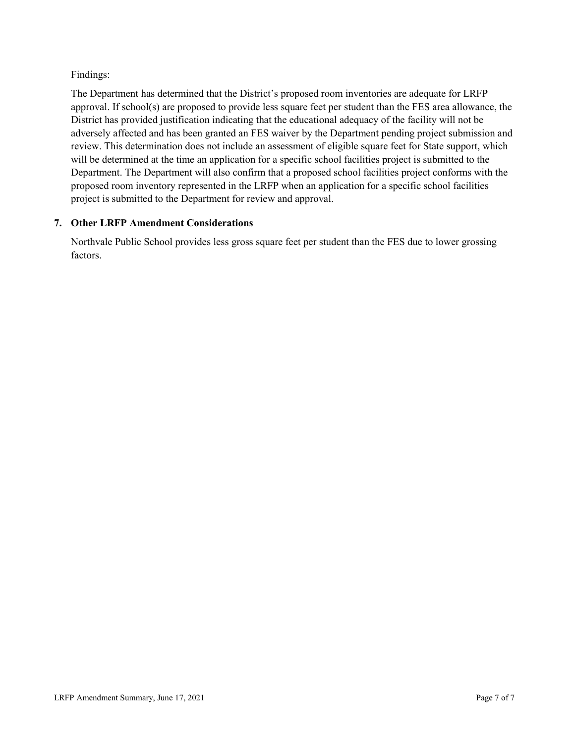Findings:

The Department has determined that the District's proposed room inventories are adequate for LRFP approval. If school(s) are proposed to provide less square feet per student than the FES area allowance, the District has provided justification indicating that the educational adequacy of the facility will not be adversely affected and has been granted an FES waiver by the Department pending project submission and review. This determination does not include an assessment of eligible square feet for State support, which will be determined at the time an application for a specific school facilities project is submitted to the Department. The Department will also confirm that a proposed school facilities project conforms with the proposed room inventory represented in the LRFP when an application for a specific school facilities project is submitted to the Department for review and approval.

## 7. Other LRFP Amendment Considerations

Northvale Public School provides less gross square feet per student than the FES due to lower grossing factors.